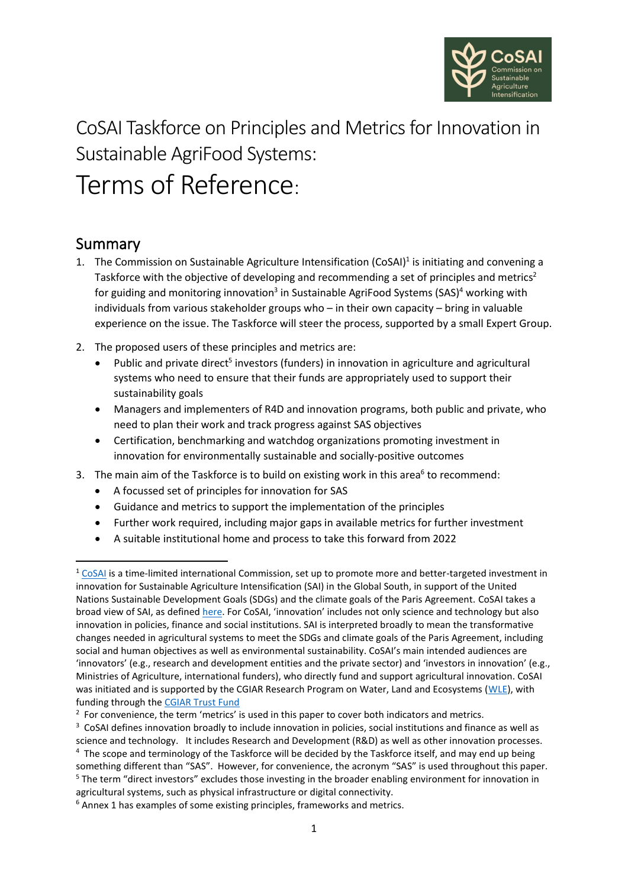# CoSAI Taskforce on Principles and Metrics for Innovation in Sustainable AgriFood Systems:

# Terms of Reference:

## Summary

1. The Commission on Sustainable Agriculture Intensification (CoSAI)[1] is initiating and convening a Taskforce with the objective of developing and recommending a set of principles and metrics[2] for guiding and monitoring innovation[3] in Sustainable AgriFood Systems (SAS)[4] working with individuals from various stakeholder groups who – in their own capacity – bring in valuable experience on the issue. The Taskforce will steer the process, supported by a small Expert Group.

2. The proposed users of these principles and metrics are:
   - Public and private direct[5] investors (funders) in innovation in agriculture and agricultural systems who need to ensure that their funds are appropriately used to support their sustainability goals
   - Managers and implementers of R4D and innovation programs, both public and private, who need to plan their work and track progress against SAS objectives
   - Certification, benchmarking and watchdog organizations promoting investment in innovation for environmentally sustainable and socially-positive outcomes

3. The main aim of the Taskforce is to build on existing work in this area[6] to recommend:
   - A focussed set of principles for innovation for SAS
   - Guidance and metrics to support the implementation of the principles
   - Further work required, including major gaps in available metrics for further investment
   - A suitable institutional home and process to take this forward from 2022

---

[1] CoSAI is a time-limited international Commission, set up to promote more and better-targeted investment in innovation for Sustainable Agriculture Intensification (SAI) in the Global South, in support of the United Nations Sustainable Development Goals (SDGs) and the climate goals of the Paris Agreement. CoSAI takes a broad view of SAI, as defined here. For CoSAI, 'innovation' includes not only science and technology but also innovation in policies, finance and social institutions. SAI is interpreted broadly to mean the transformative changes needed in agricultural systems to meet the SDGs and climate goals of the Paris Agreement, including social and human objectives as well as environmental sustainability. CoSAI's main intended audiences are 'innovators' (e.g., research and development entities and the private sector) and 'investors in innovation' (e.g., Ministries of Agriculture, international funders), who directly fund and support agricultural innovation. CoSAI was initiated and is supported by the CGIAR Research Program on Water, Land and Ecosystems (WLE), with funding through the CGIAR Trust Fund

[2] For convenience, the term 'metrics' is used in this paper to cover both indicators and metrics.

[3] CoSAI defines innovation broadly to include innovation in policies, social institutions and finance as well as science and technology. It includes Research and Development (R&D) as well as other innovation processes.

[4] The scope and terminology of the Taskforce will be decided by the Taskforce itself, and may end up being something different than "SAS". However, for convenience, the acronym "SAS" is used throughout this paper.

[5] The term "direct investors" excludes those investing in the broader enabling environment for innovation in agricultural systems, such as physical infrastructure or digital connectivity.

[6] Annex 1 has examples of some existing principles, frameworks and metrics.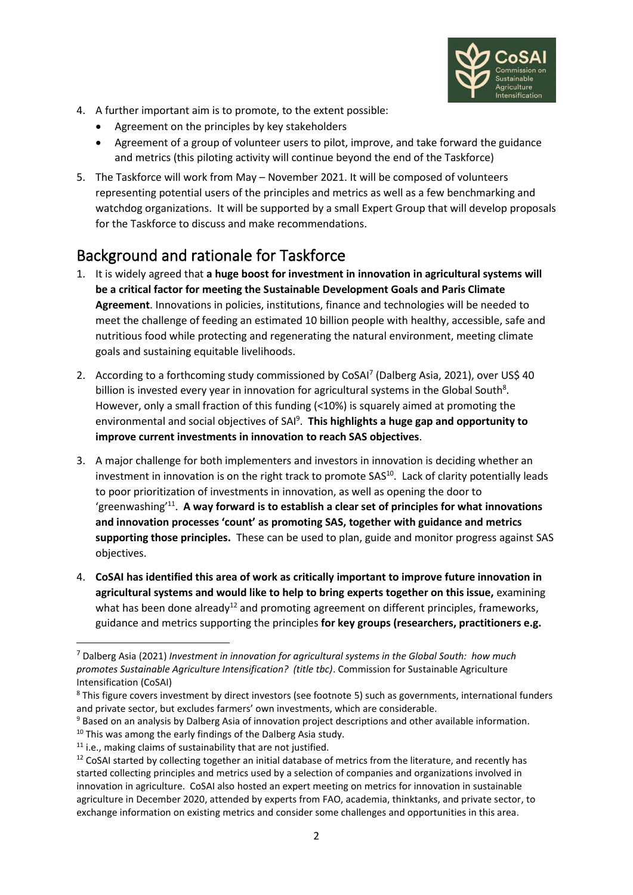4. A further important aim is to promote, to the extent possible:
   - Agreement on the principles by key stakeholders
   - Agreement of a group of volunteer users to pilot, improve, and take forward the guidance and metrics (this piloting activity will continue beyond the end of the Taskforce)
5. The Taskforce will work from May – November 2021. It will be composed of volunteers representing potential users of the principles and metrics as well as a few benchmarking and watchdog organizations. It will be supported by a small Expert Group that will develop proposals for the Taskforce to discuss and make recommendations.

## Background and rationale for Taskforce

1. It is widely agreed that **a huge boost for investment in innovation in agricultural systems will be a critical factor for meeting the Sustainable Development Goals and Paris Climate Agreement**. Innovations in policies, institutions, finance and technologies will be needed to meet the challenge of feeding an estimated 10 billion people with healthy, accessible, safe and nutritious food while protecting and regenerating the natural environment, meeting climate goals and sustaining equitable livelihoods.
2. According to a forthcoming study commissioned by CoSAI[7] (Dalberg Asia, 2021), over US$ 40 billion is invested every year in innovation for agricultural systems in the Global South[8]. However, only a small fraction of this funding (<10%) is squarely aimed at promoting the environmental and social objectives of SAI[9]. **This highlights a huge gap and opportunity to improve current investments in innovation to reach SAS objectives**.
3. A major challenge for both implementers and investors in innovation is deciding whether an investment in innovation is on the right track to promote SAS[10]. Lack of clarity potentially leads to poor prioritization of investments in innovation, as well as opening the door to 'greenwashing'[11]. **A way forward is to establish a clear set of principles for what innovations and innovation processes 'count' as promoting SAS, together with guidance and metrics supporting those principles.** These can be used to plan, guide and monitor progress against SAS objectives.
4. **CoSAI has identified this area of work as critically important to improve future innovation in agricultural systems and would like to help to bring experts together on this issue,** examining what has been done already[12] and promoting agreement on different principles, frameworks, guidance and metrics supporting the principles **for key groups (researchers, practitioners e.g.**

---

[7] Dalberg Asia (2021) *Investment in innovation for agricultural systems in the Global South: how much promotes Sustainable Agriculture Intensification? (title tbc)*. Commission for Sustainable Agriculture Intensification (CoSAI)

[8] This figure covers investment by direct investors (see footnote 5) such as governments, international funders and private sector, but excludes farmers' own investments, which are considerable.

[9] Based on an analysis by Dalberg Asia of innovation project descriptions and other available information.

[10] This was among the early findings of the Dalberg Asia study.

[11] i.e., making claims of sustainability that are not justified.

[12] CoSAI started by collecting together an initial database of metrics from the literature, and recently has started collecting principles and metrics used by a selection of companies and organizations involved in innovation in agriculture. CoSAI also hosted an expert meeting on metrics for innovation in sustainable agriculture in December 2020, attended by experts from FAO, academia, thinktanks, and private sector, to exchange information on existing metrics and consider some challenges and opportunities in this area.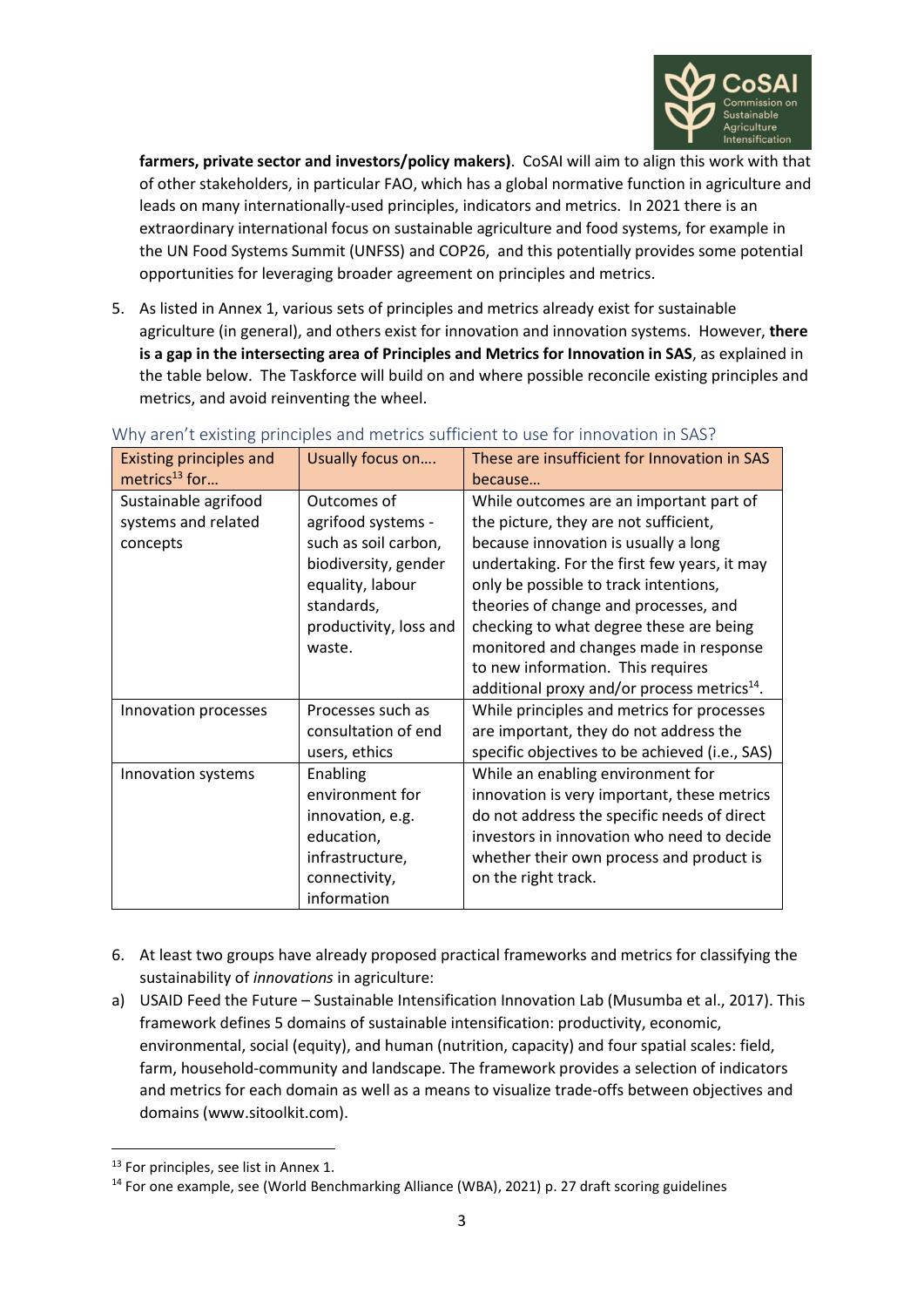**farmers, private sector and investors/policy makers)**. CoSAI will aim to align this work with that of other stakeholders, in particular FAO, which has a global normative function in agriculture and leads on many internationally-used principles, indicators and metrics. In 2021 there is an extraordinary international focus on sustainable agriculture and food systems, for example in the UN Food Systems Summit (UNFSS) and COP26, and this potentially provides some potential opportunities for leveraging broader agreement on principles and metrics.

5. As listed in Annex 1, various sets of principles and metrics already exist for sustainable agriculture (in general), and others exist for innovation and innovation systems. However, **there is a gap in the intersecting area of Principles and Metrics for Innovation in SAS**, as explained in the table below. The Taskforce will build on and where possible reconcile existing principles and metrics, and avoid reinventing the wheel.

### Why aren't existing principles and metrics sufficient to use for innovation in SAS?

| Existing principles and metrics[13] for… | Usually focus on…. | These are insufficient for Innovation in SAS because… |
|---|---|---|
| Sustainable agrifood systems and related concepts | Outcomes of agrifood systems - such as soil carbon, biodiversity, gender equality, labour standards, productivity, loss and waste. | While outcomes are an important part of the picture, they are not sufficient, because innovation is usually a long undertaking. For the first few years, it may only be possible to track intentions, theories of change and processes, and checking to what degree these are being monitored and changes made in response to new information. This requires additional proxy and/or process metrics[14]. |
| Innovation processes | Processes such as consultation of end users, ethics | While principles and metrics for processes are important, they do not address the specific objectives to be achieved (i.e., SAS) |
| Innovation systems | Enabling environment for innovation, e.g. education, infrastructure, connectivity, information | While an enabling environment for innovation is very important, these metrics do not address the specific needs of direct investors in innovation who need to decide whether their own process and product is on the right track. |

6. At least two groups have already proposed practical frameworks and metrics for classifying the sustainability of *innovations* in agriculture:

a) USAID Feed the Future – Sustainable Intensification Innovation Lab (Musumba et al., 2017). This framework defines 5 domains of sustainable intensification: productivity, economic, environmental, social (equity), and human (nutrition, capacity) and four spatial scales: field, farm, household-community and landscape. The framework provides a selection of indicators and metrics for each domain as well as a means to visualize trade-offs between objectives and domains (www.sitoolkit.com).

---

[13] For principles, see list in Annex 1.

[14] For one example, see (World Benchmarking Alliance (WBA), 2021) p. 27 draft scoring guidelines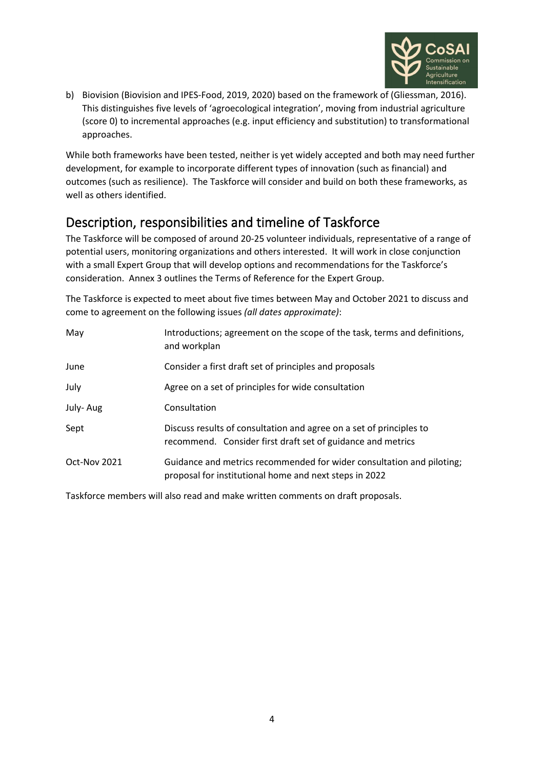b) Biovision (Biovision and IPES-Food, 2019, 2020) based on the framework of (Gliessman, 2016). This distinguishes five levels of 'agroecological integration', moving from industrial agriculture (score 0) to incremental approaches (e.g. input efficiency and substitution) to transformational approaches.

While both frameworks have been tested, neither is yet widely accepted and both may need further development, for example to incorporate different types of innovation (such as financial) and outcomes (such as resilience). The Taskforce will consider and build on both these frameworks, as well as others identified.

## Description, responsibilities and timeline of Taskforce

The Taskforce will be composed of around 20-25 volunteer individuals, representative of a range of potential users, monitoring organizations and others interested. It will work in close conjunction with a small Expert Group that will develop options and recommendations for the Taskforce's consideration. Annex 3 outlines the Terms of Reference for the Expert Group.

The Taskforce is expected to meet about five times between May and October 2021 to discuss and come to agreement on the following issues *(all dates approximate)*:

| | |
|---|---|
| May | Introductions; agreement on the scope of the task, terms and definitions, and workplan |
| June | Consider a first draft set of principles and proposals |
| July | Agree on a set of principles for wide consultation |
| July- Aug | Consultation |
| Sept | Discuss results of consultation and agree on a set of principles to recommend. Consider first draft set of guidance and metrics |
| Oct-Nov 2021 | Guidance and metrics recommended for wider consultation and piloting; proposal for institutional home and next steps in 2022 |

Taskforce members will also read and make written comments on draft proposals.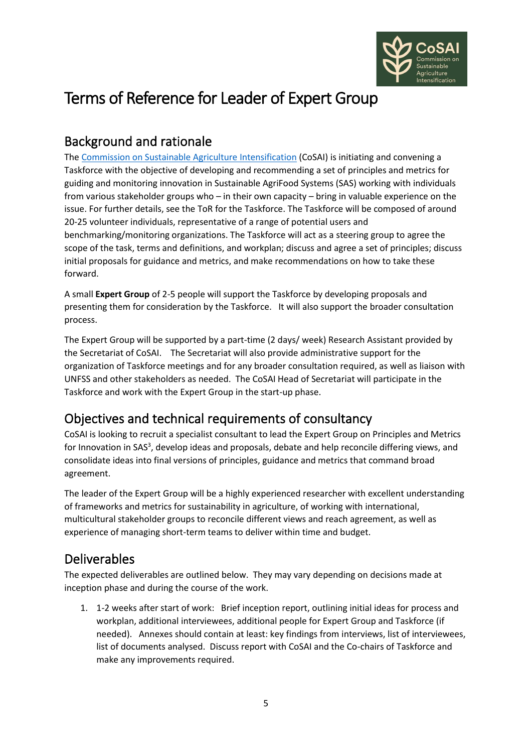# Terms of Reference for Leader of Expert Group

## Background and rationale

The [Commission on Sustainable Agriculture Intensification](Commission on Sustainable Agriculture Intensification) (CoSAI) is initiating and convening a Taskforce with the objective of developing and recommending a set of principles and metrics for guiding and monitoring innovation in Sustainable AgriFood Systems (SAS) working with individuals from various stakeholder groups who – in their own capacity – bring in valuable experience on the issue. For further details, see the ToR for the Taskforce. The Taskforce will be composed of around 20-25 volunteer individuals, representative of a range of potential users and benchmarking/monitoring organizations. The Taskforce will act as a steering group to agree the scope of the task, terms and definitions, and workplan; discuss and agree a set of principles; discuss initial proposals for guidance and metrics, and make recommendations on how to take these forward.

A small **Expert Group** of 2-5 people will support the Taskforce by developing proposals and presenting them for consideration by the Taskforce. It will also support the broader consultation process.

The Expert Group will be supported by a part-time (2 days/ week) Research Assistant provided by the Secretariat of CoSAI. The Secretariat will also provide administrative support for the organization of Taskforce meetings and for any broader consultation required, as well as liaison with UNFSS and other stakeholders as needed. The CoSAI Head of Secretariat will participate in the Taskforce and work with the Expert Group in the start-up phase.

## Objectives and technical requirements of consultancy

CoSAI is looking to recruit a specialist consultant to lead the Expert Group on Principles and Metrics for Innovation in SAS[3], develop ideas and proposals, debate and help reconcile differing views, and consolidate ideas into final versions of principles, guidance and metrics that command broad agreement.

The leader of the Expert Group will be a highly experienced researcher with excellent understanding of frameworks and metrics for sustainability in agriculture, of working with international, multicultural stakeholder groups to reconcile different views and reach agreement, as well as experience of managing short-term teams to deliver within time and budget.

## Deliverables

The expected deliverables are outlined below. They may vary depending on decisions made at inception phase and during the course of the work.

1. 1-2 weeks after start of work: Brief inception report, outlining initial ideas for process and workplan, additional interviewees, additional people for Expert Group and Taskforce (if needed). Annexes should contain at least: key findings from interviews, list of interviewees, list of documents analysed. Discuss report with CoSAI and the Co-chairs of Taskforce and make any improvements required.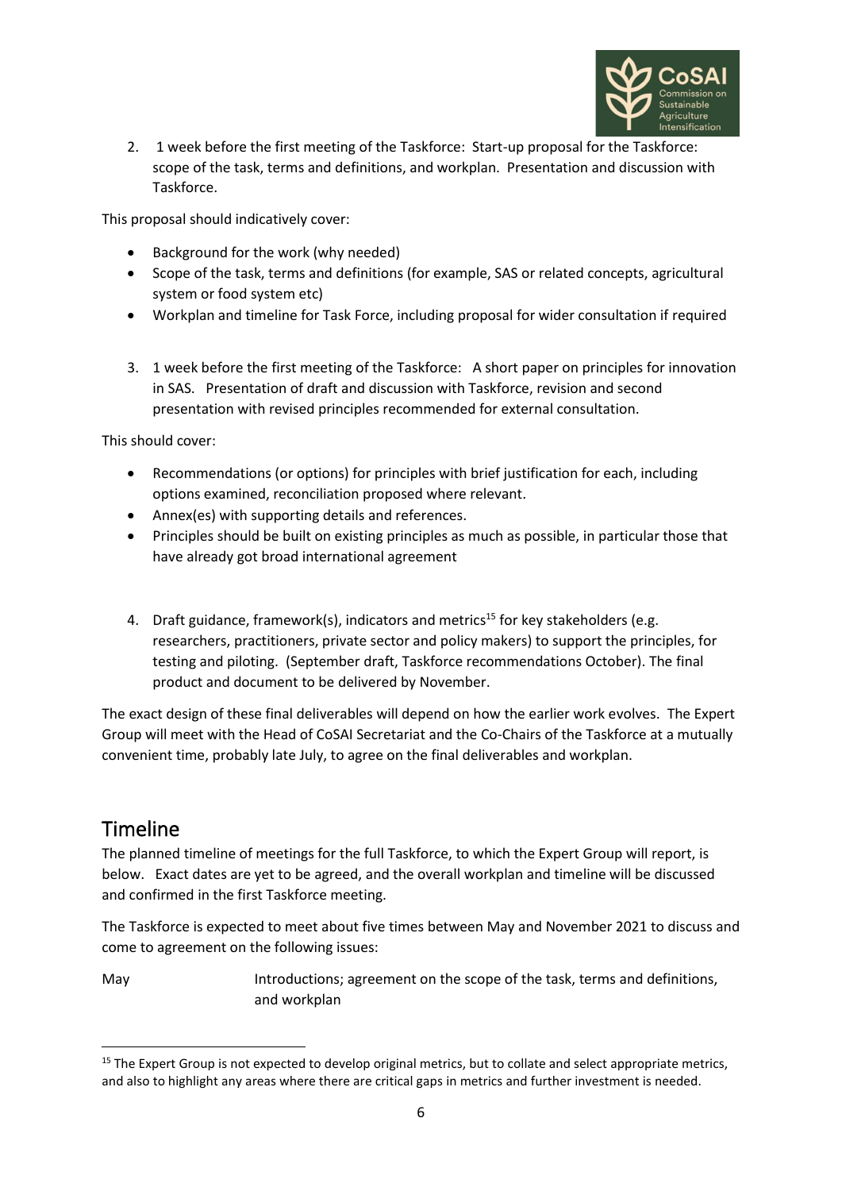2. 1 week before the first meeting of the Taskforce: Start-up proposal for the Taskforce: scope of the task, terms and definitions, and workplan. Presentation and discussion with Taskforce.

This proposal should indicatively cover:

- Background for the work (why needed)
- Scope of the task, terms and definitions (for example, SAS or related concepts, agricultural system or food system etc)
- Workplan and timeline for Task Force, including proposal for wider consultation if required

3. 1 week before the first meeting of the Taskforce: A short paper on principles for innovation in SAS. Presentation of draft and discussion with Taskforce, revision and second presentation with revised principles recommended for external consultation.

This should cover:

- Recommendations (or options) for principles with brief justification for each, including options examined, reconciliation proposed where relevant.
- Annex(es) with supporting details and references.
- Principles should be built on existing principles as much as possible, in particular those that have already got broad international agreement

4. Draft guidance, framework(s), indicators and metrics[15] for key stakeholders (e.g. researchers, practitioners, private sector and policy makers) to support the principles, for testing and piloting. (September draft, Taskforce recommendations October). The final product and document to be delivered by November.

The exact design of these final deliverables will depend on how the earlier work evolves. The Expert Group will meet with the Head of CoSAI Secretariat and the Co-Chairs of the Taskforce at a mutually convenient time, probably late July, to agree on the final deliverables and workplan.

## Timeline

The planned timeline of meetings for the full Taskforce, to which the Expert Group will report, is below. Exact dates are yet to be agreed, and the overall workplan and timeline will be discussed and confirmed in the first Taskforce meeting.

The Taskforce is expected to meet about five times between May and November 2021 to discuss and come to agreement on the following issues:

| | |
|---|---|
| May | Introductions; agreement on the scope of the task, terms and definitions, and workplan |

[15] The Expert Group is not expected to develop original metrics, but to collate and select appropriate metrics, and also to highlight any areas where there are critical gaps in metrics and further investment is needed.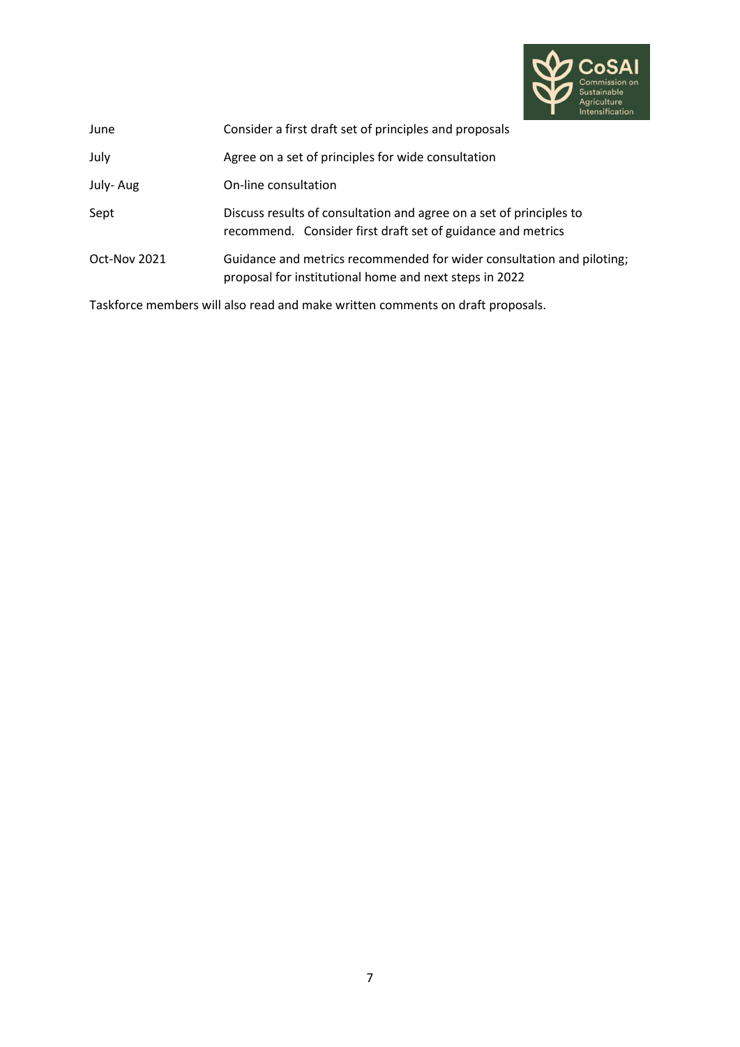| | |
|---|---|
| June | Consider a first draft set of principles and proposals |
| July | Agree on a set of principles for wide consultation |
| July- Aug | On-line consultation |
| Sept | Discuss results of consultation and agree on a set of principles to recommend. Consider first draft set of guidance and metrics |
| Oct-Nov 2021 | Guidance and metrics recommended for wider consultation and piloting; proposal for institutional home and next steps in 2022 |

Taskforce members will also read and make written comments on draft proposals.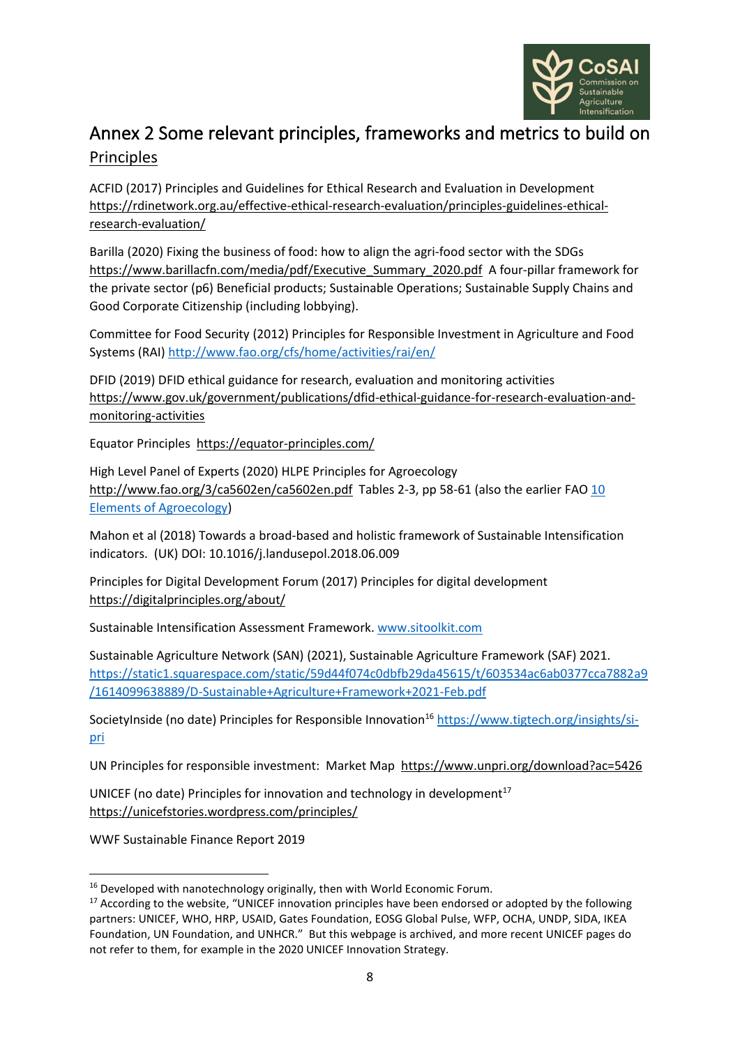# Annex 2 Some relevant principles, frameworks and metrics to build on

## Principles

ACFID (2017) Principles and Guidelines for Ethical Research and Evaluation in Development https://rdinetwork.org.au/effective-ethical-research-evaluation/principles-guidelines-ethical-research-evaluation/

Barilla (2020) Fixing the business of food: how to align the agri-food sector with the SDGs https://www.barillacfn.com/media/pdf/Executive_Summary_2020.pdf A four-pillar framework for the private sector (p6) Beneficial products; Sustainable Operations; Sustainable Supply Chains and Good Corporate Citizenship (including lobbying).

Committee for Food Security (2012) Principles for Responsible Investment in Agriculture and Food Systems (RAI) http://www.fao.org/cfs/home/activities/rai/en/

DFID (2019) DFID ethical guidance for research, evaluation and monitoring activities https://www.gov.uk/government/publications/dfid-ethical-guidance-for-research-evaluation-and-monitoring-activities

Equator Principles https://equator-principles.com/

High Level Panel of Experts (2020) HLPE Principles for Agroecology http://www.fao.org/3/ca5602en/ca5602en.pdf Tables 2-3, pp 58-61 (also the earlier FAO 10 Elements of Agroecology)

Mahon et al (2018) Towards a broad-based and holistic framework of Sustainable Intensification indicators. (UK) DOI: 10.1016/j.landusepol.2018.06.009

Principles for Digital Development Forum (2017) Principles for digital development https://digitalprinciples.org/about/

Sustainable Intensification Assessment Framework. www.sitoolkit.com

Sustainable Agriculture Network (SAN) (2021), Sustainable Agriculture Framework (SAF) 2021. https://static1.squarespace.com/static/59d44f074c0dbfb29da45615/t/603534ac6ab0377cca7882a9/1614099638889/D-Sustainable+Agriculture+Framework+2021-Feb.pdf

SocietyInside (no date) Principles for Responsible Innovation[16] https://www.tigtech.org/insights/si-pri

UN Principles for responsible investment: Market Map https://www.unpri.org/download?ac=5426

UNICEF (no date) Principles for innovation and technology in development[17] https://unicefstories.wordpress.com/principles/

WWF Sustainable Finance Report 2019

---

[16] Developed with nanotechnology originally, then with World Economic Forum.

[17] According to the website, "UNICEF innovation principles have been endorsed or adopted by the following partners: UNICEF, WHO, HRP, USAID, Gates Foundation, EOSG Global Pulse, WFP, OCHA, UNDP, SIDA, IKEA Foundation, UN Foundation, and UNHCR." But this webpage is archived, and more recent UNICEF pages do not refer to them, for example in the 2020 UNICEF Innovation Strategy.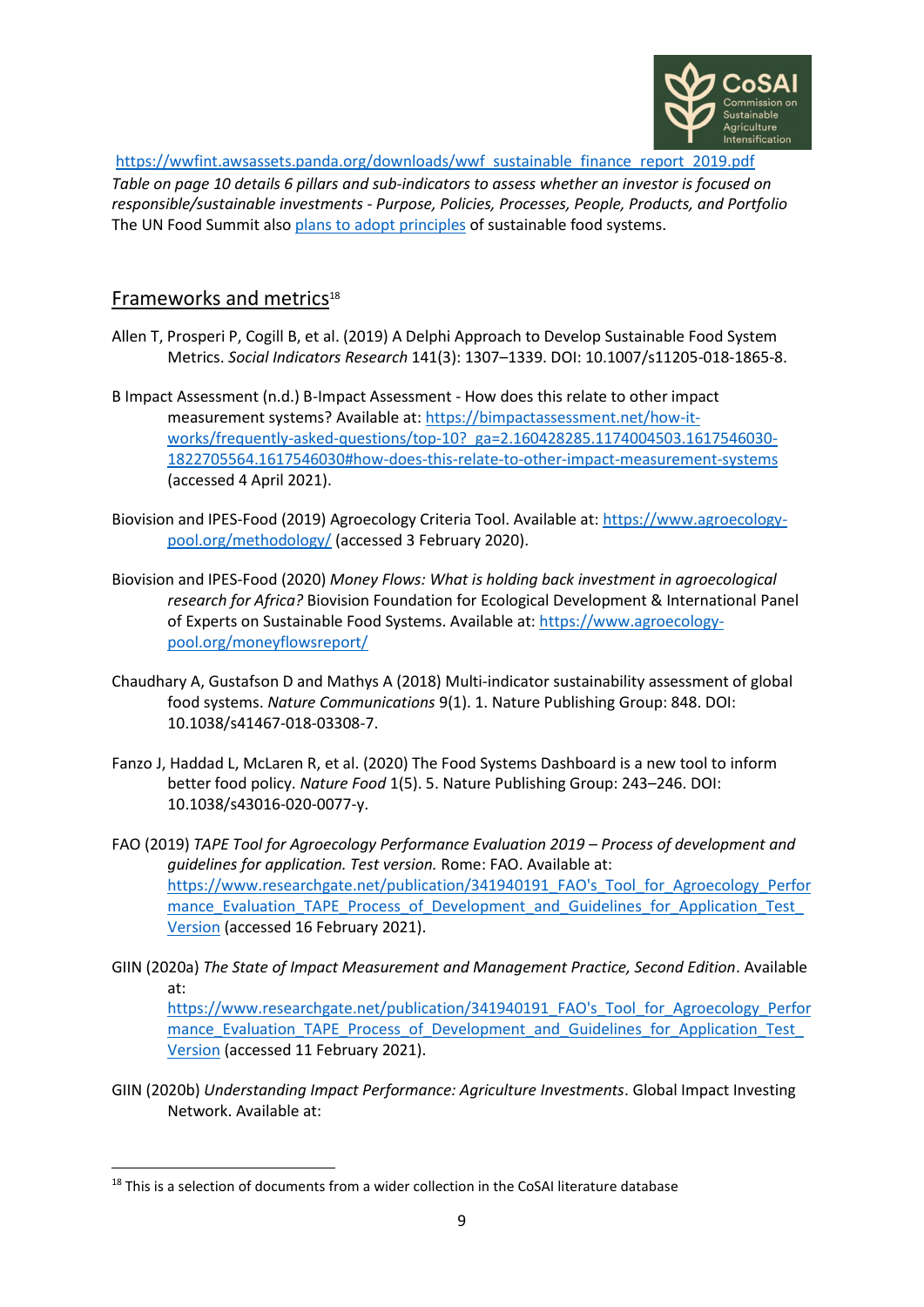https://wwfint.awsassets.panda.org/downloads/wwf_sustainable_finance_report_2019.pdf

*Table on page 10 details 6 pillars and sub-indicators to assess whether an investor is focused on responsible/sustainable investments - Purpose, Policies, Processes, People, Products, and Portfolio*

The UN Food Summit also plans to adopt principles of sustainable food systems.

## Frameworks and metrics[18]

Allen T, Prosperi P, Cogill B, et al. (2019) A Delphi Approach to Develop Sustainable Food System Metrics. *Social Indicators Research* 141(3): 1307–1339. DOI: 10.1007/s11205-018-1865-8.

B Impact Assessment (n.d.) B-Impact Assessment - How does this relate to other impact measurement systems? Available at: https://bimpactassessment.net/how-it-works/frequently-asked-questions/top-10?_ga=2.160428285.1174004503.1617546030-1822705564.1617546030#how-does-this-relate-to-other-impact-measurement-systems (accessed 4 April 2021).

Biovision and IPES-Food (2019) Agroecology Criteria Tool. Available at: https://www.agroecology-pool.org/methodology/ (accessed 3 February 2020).

Biovision and IPES-Food (2020) *Money Flows: What is holding back investment in agroecological research for Africa?* Biovision Foundation for Ecological Development & International Panel of Experts on Sustainable Food Systems. Available at: https://www.agroecology-pool.org/moneyflowsreport/

Chaudhary A, Gustafson D and Mathys A (2018) Multi-indicator sustainability assessment of global food systems. *Nature Communications* 9(1). 1. Nature Publishing Group: 848. DOI: 10.1038/s41467-018-03308-7.

Fanzo J, Haddad L, McLaren R, et al. (2020) The Food Systems Dashboard is a new tool to inform better food policy. *Nature Food* 1(5). 5. Nature Publishing Group: 243–246. DOI: 10.1038/s43016-020-0077-y.

FAO (2019) *TAPE Tool for Agroecology Performance Evaluation 2019 – Process of development and guidelines for application. Test version.* Rome: FAO. Available at: https://www.researchgate.net/publication/341940191_FAO's_Tool_for_Agroecology_Performance_Evaluation_TAPE_Process_of_Development_and_Guidelines_for_Application_Test_Version (accessed 16 February 2021).

GIIN (2020a) *The State of Impact Measurement and Management Practice, Second Edition*. Available at: https://www.researchgate.net/publication/341940191_FAO's_Tool_for_Agroecology_Performance_Evaluation_TAPE_Process_of_Development_and_Guidelines_for_Application_Test_Version (accessed 11 February 2021).

GIIN (2020b) *Understanding Impact Performance: Agriculture Investments*. Global Impact Investing Network. Available at:

[18] This is a selection of documents from a wider collection in the CoSAI literature database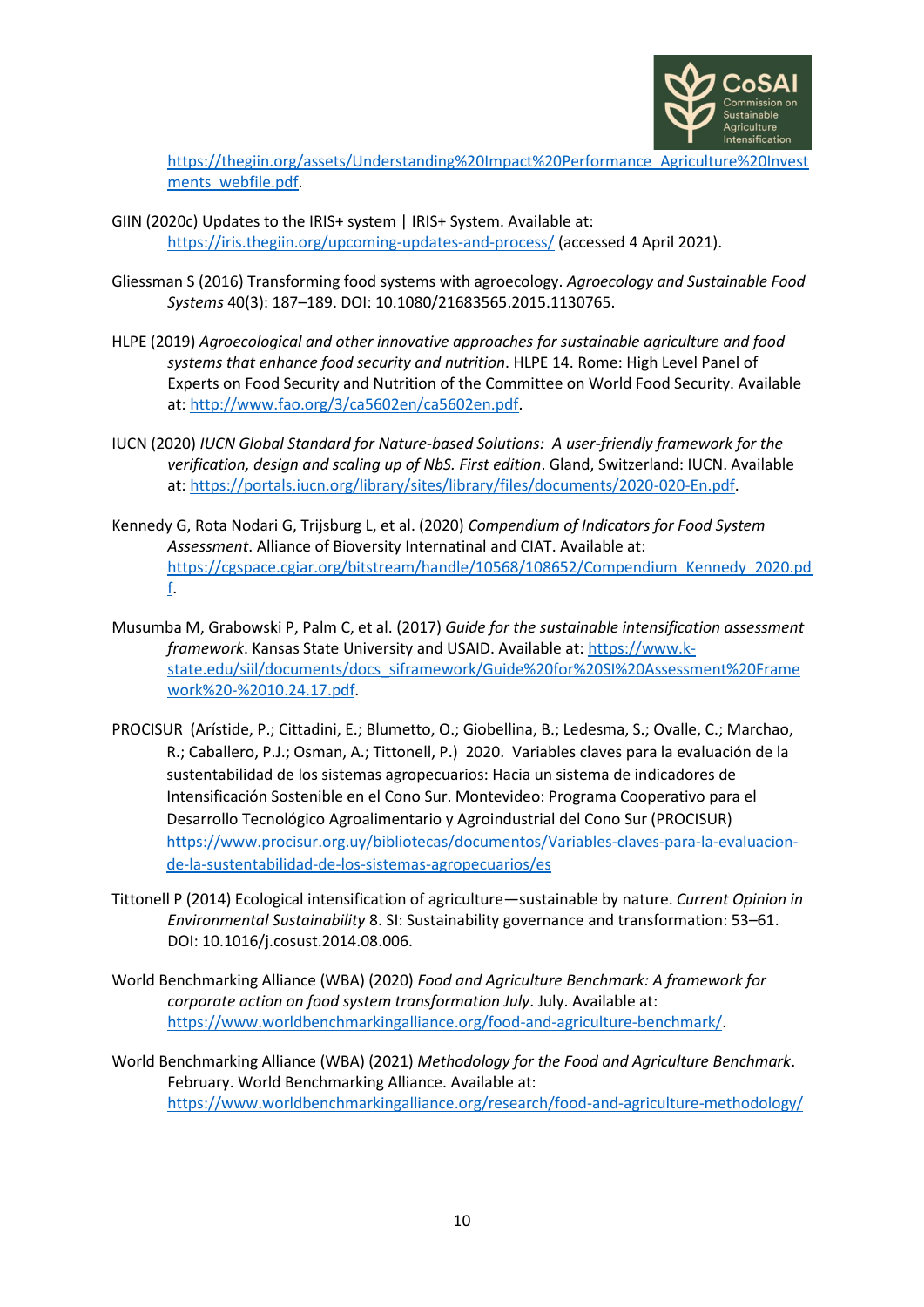https://thegiin.org/assets/Understanding%20Impact%20Performance_Agriculture%20Investments_webfile.pdf.

GIIN (2020c) Updates to the IRIS+ system | IRIS+ System. Available at: https://iris.thegiin.org/upcoming-updates-and-process/ (accessed 4 April 2021).

Gliessman S (2016) Transforming food systems with agroecology. *Agroecology and Sustainable Food Systems* 40(3): 187–189. DOI: 10.1080/21683565.2015.1130765.

HLPE (2019) *Agroecological and other innovative approaches for sustainable agriculture and food systems that enhance food security and nutrition*. HLPE 14. Rome: High Level Panel of Experts on Food Security and Nutrition of the Committee on World Food Security. Available at: http://www.fao.org/3/ca5602en/ca5602en.pdf.

IUCN (2020) *IUCN Global Standard for Nature-based Solutions: A user-friendly framework for the verification, design and scaling up of NbS. First edition*. Gland, Switzerland: IUCN. Available at: https://portals.iucn.org/library/sites/library/files/documents/2020-020-En.pdf.

Kennedy G, Rota Nodari G, Trijsburg L, et al. (2020) *Compendium of Indicators for Food System Assessment*. Alliance of Bioversity Internatinal and CIAT. Available at: https://cgspace.cgiar.org/bitstream/handle/10568/108652/Compendium_Kennedy_2020.pdf.

Musumba M, Grabowski P, Palm C, et al. (2017) *Guide for the sustainable intensification assessment framework*. Kansas State University and USAID. Available at: https://www.k-state.edu/siil/documents/docs_siframework/Guide%20for%20SI%20Assessment%20Framework%20-%2010.24.17.pdf.

PROCISUR (Arístide, P.; Cittadini, E.; Blumetto, O.; Giobellina, B.; Ledesma, S.; Ovalle, C.; Marchao, R.; Caballero, P.J.; Osman, A.; Tittonell, P.) 2020. Variables claves para la evaluación de la sustentabilidad de los sistemas agropecuarios: Hacia un sistema de indicadores de Intensificación Sostenible en el Cono Sur. Montevideo: Programa Cooperativo para el Desarrollo Tecnológico Agroalimentario y Agroindustrial del Cono Sur (PROCISUR) https://www.procisur.org.uy/bibliotecas/documentos/Variables-claves-para-la-evaluacion-de-la-sustentabilidad-de-los-sistemas-agropecuarios/es

Tittonell P (2014) Ecological intensification of agriculture—sustainable by nature. *Current Opinion in Environmental Sustainability* 8. SI: Sustainability governance and transformation: 53–61. DOI: 10.1016/j.cosust.2014.08.006.

World Benchmarking Alliance (WBA) (2020) *Food and Agriculture Benchmark: A framework for corporate action on food system transformation July*. July. Available at: https://www.worldbenchmarkingalliance.org/food-and-agriculture-benchmark/.

World Benchmarking Alliance (WBA) (2021) *Methodology for the Food and Agriculture Benchmark*. February. World Benchmarking Alliance. Available at: https://www.worldbenchmarkingalliance.org/research/food-and-agriculture-methodology/